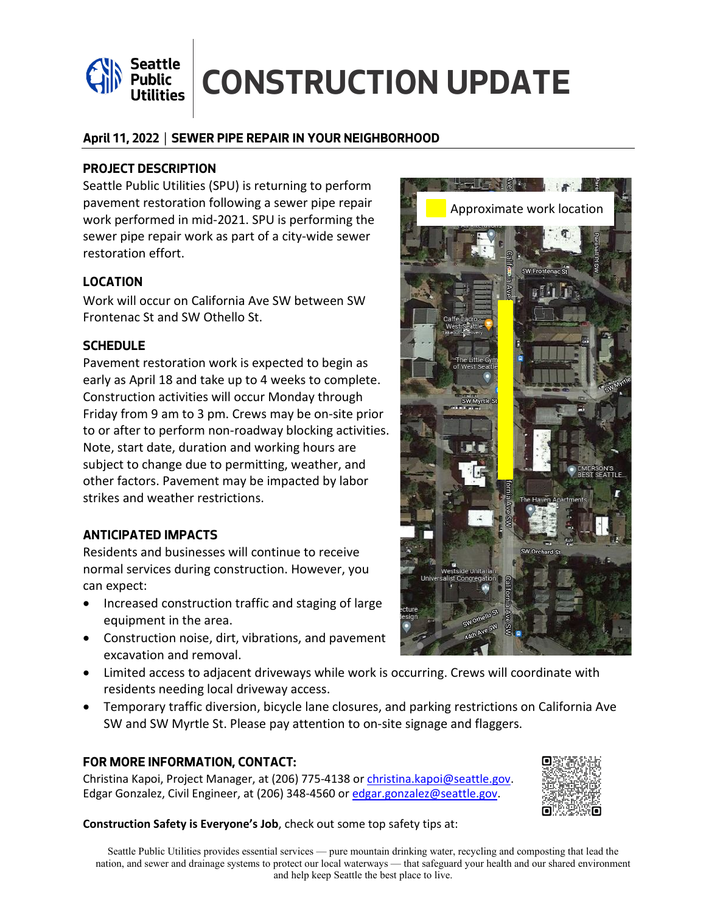# CONSTRUCTION UPDATE

Seattle Public Utilities

## April 11, 2022 | SEWER PIPE REPAIR IN YOUR NEIGHBORHOOD

### PROJECT DESCRIPTION

Seattle Public Utilities (SPU) is returning to perform pavement restoration following a sewer pipe repair work performed in mid-2021. SPU is performing the sewer pipe repair work as part of a city-wide sewer restoration effort.

### LOCATION

Work will occur on California Ave SW between SW Frontenac St and SW Othello St.

### SCHEDULE

Pavement restoration work is expected to begin as early as April 18 and take up to 4 weeks to complete. Construction activities will occur Monday through Friday from 9 am to 3 pm. Crews may be on-site prior to or after to perform non-roadway blocking activities. Note, start date, duration and working hours are subject to change due to permitting, weather, and other factors. Pavement may be impacted by labor strikes and weather restrictions.

### ANTICIPATED IMPACTS

Residents and businesses will continue to receive normal services during construction. However, you can expect:

- Increased construction traffic and staging of large equipment in the area.
- Construction noise, dirt, vibrations, and pavement excavation and removal.
- Limited access to adjacent driveways while work is occurring. Crews will coordinate with residents needing local driveway access.
- Temporary traffic diversion, bicycle lane closures, and parking restrictions on California Ave SW and SW Myrtle St. Please pay attention to on-site signage and flaggers.

Approximate work location

### FOR MORE INFORMATION, CONTACT:

Christina Kapoi, Project Manager, at (206) 775-4138 or christina.kapoi@seattle.gov.
Edgar Gonzalez, Civil Engineer, at (206) 348-4560 or edgar.gonzalez@seattle.gov.

**Construction Safety is Everyone's Job**, check out some top safety tips at:

Seattle Public Utilities provides essential services — pure mountain drinking water, recycling and composting that lead the nation, and sewer and drainage systems to protect our local waterways — that safeguard your health and our shared environment and help keep Seattle the best place to live.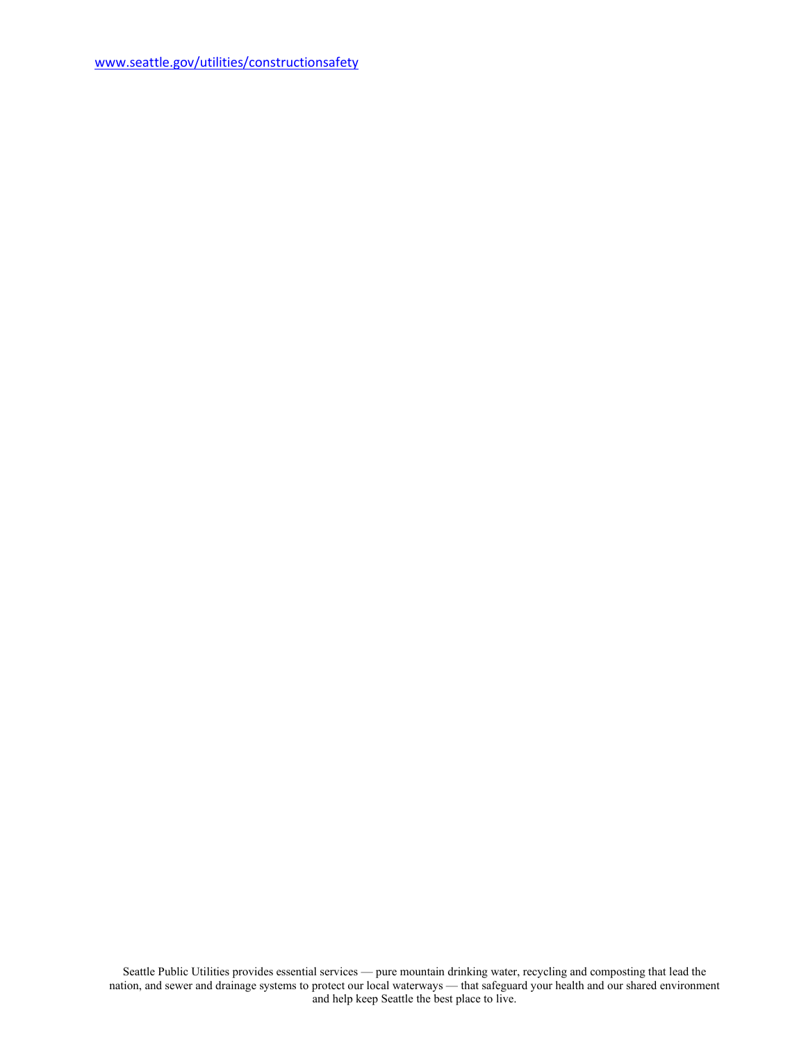www.seattle.gov/utilities/constructionsafety

Seattle Public Utilities provides essential services — pure mountain drinking water, recycling and composting that lead the nation, and sewer and drainage systems to protect our local waterways — that safeguard your health and our shared environment and help keep Seattle the best place to live.